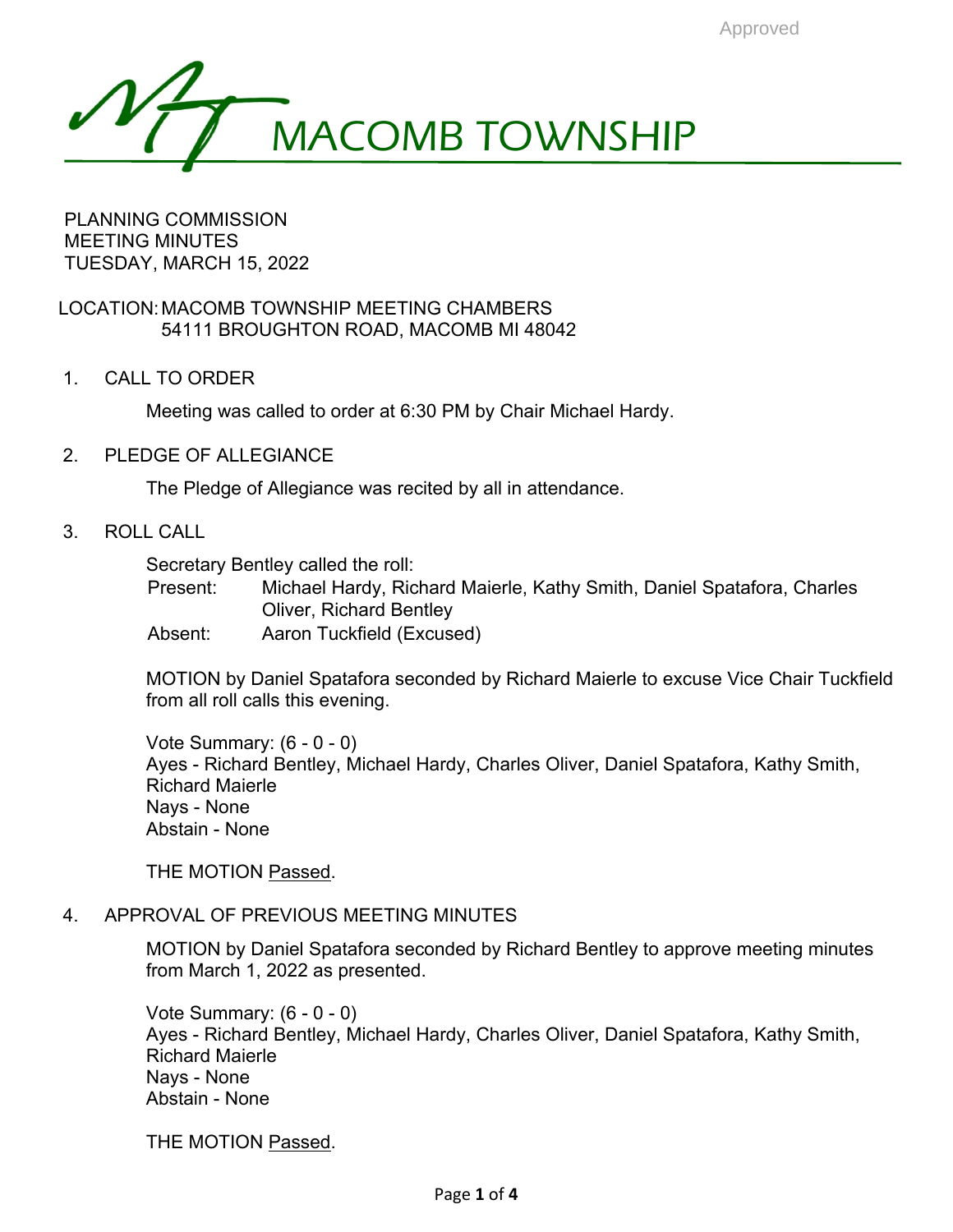Approved

# MACOMB TOWNSHIP

PLANNING COMMISSION
MEETING MINUTES
TUESDAY, MARCH 15, 2022

LOCATION: MACOMB TOWNSHIP MEETING CHAMBERS
54111 BROUGHTON ROAD, MACOMB MI 48042

## 1. CALL TO ORDER

Meeting was called to order at 6:30 PM by Chair Michael Hardy.

## 2. PLEDGE OF ALLEGIANCE

The Pledge of Allegiance was recited by all in attendance.

## 3. ROLL CALL

Secretary Bentley called the roll:

Present: Michael Hardy, Richard Maierle, Kathy Smith, Daniel Spatafora, Charles Oliver, Richard Bentley

Absent: Aaron Tuckfield (Excused)

MOTION by Daniel Spatafora seconded by Richard Maierle to excuse Vice Chair Tuckfield from all roll calls this evening.

Vote Summary: (6 - 0 - 0)
Ayes - Richard Bentley, Michael Hardy, Charles Oliver, Daniel Spatafora, Kathy Smith, Richard Maierle
Nays - None
Abstain - None

THE MOTION Passed.

## 4. APPROVAL OF PREVIOUS MEETING MINUTES

MOTION by Daniel Spatafora seconded by Richard Bentley to approve meeting minutes from March 1, 2022 as presented.

Vote Summary: (6 - 0 - 0)
Ayes - Richard Bentley, Michael Hardy, Charles Oliver, Daniel Spatafora, Kathy Smith, Richard Maierle
Nays - None
Abstain - None

THE MOTION Passed.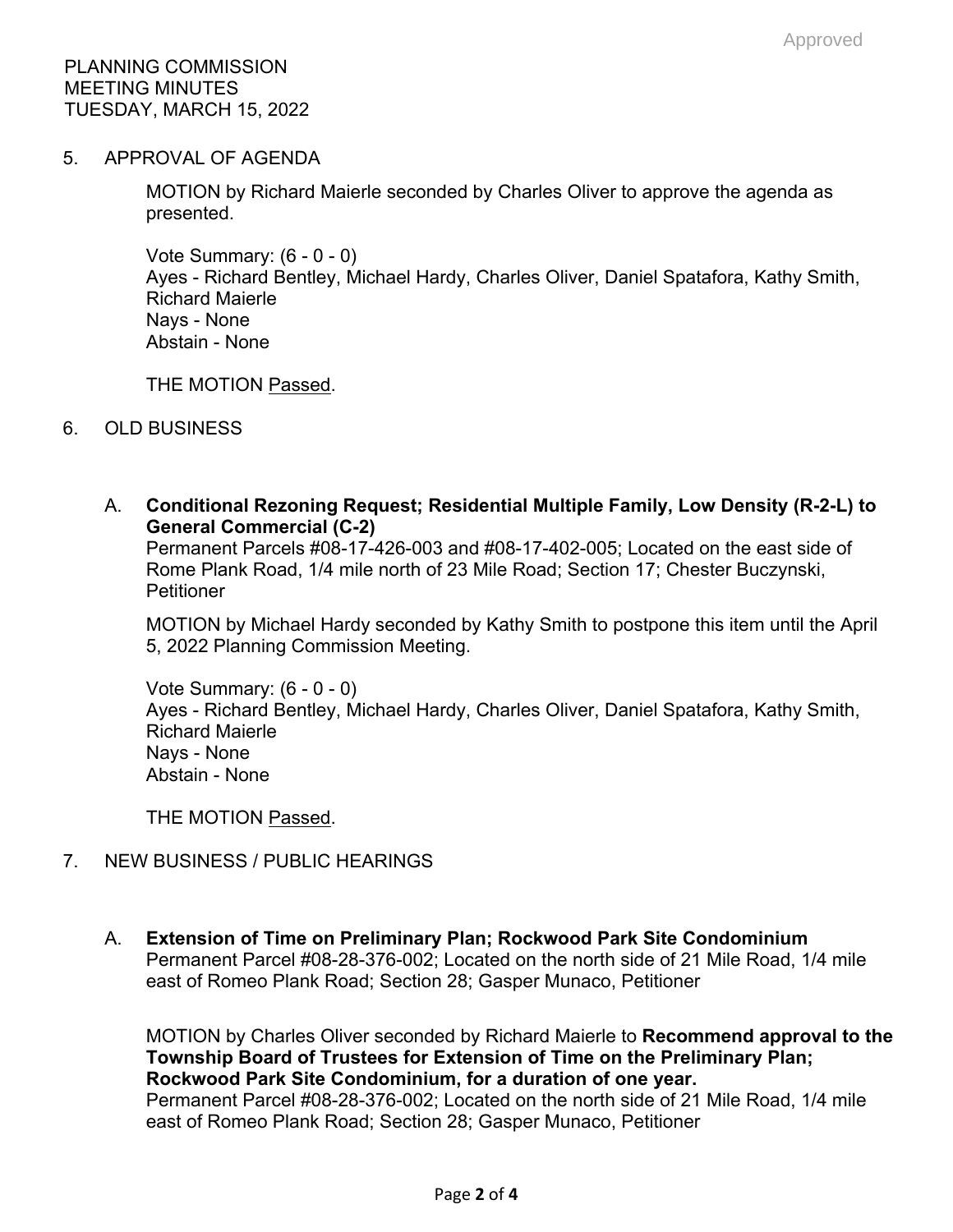Approved

PLANNING COMMISSION
MEETING MINUTES
TUESDAY, MARCH 15, 2022

5. APPROVAL OF AGENDA

MOTION by Richard Maierle seconded by Charles Oliver to approve the agenda as presented.

Vote Summary: (6 - 0 - 0)
Ayes - Richard Bentley, Michael Hardy, Charles Oliver, Daniel Spatafora, Kathy Smith, Richard Maierle
Nays - None
Abstain - None

THE MOTION Passed.

6. OLD BUSINESS

A. **Conditional Rezoning Request; Residential Multiple Family, Low Density (R-2-L) to General Commercial (C-2)**
Permanent Parcels #08-17-426-003 and #08-17-402-005; Located on the east side of Rome Plank Road, 1/4 mile north of 23 Mile Road; Section 17; Chester Buczynski, Petitioner

MOTION by Michael Hardy seconded by Kathy Smith to postpone this item until the April 5, 2022 Planning Commission Meeting.

Vote Summary: (6 - 0 - 0)
Ayes - Richard Bentley, Michael Hardy, Charles Oliver, Daniel Spatafora, Kathy Smith, Richard Maierle
Nays - None
Abstain - None

THE MOTION Passed.

7. NEW BUSINESS / PUBLIC HEARINGS

A. **Extension of Time on Preliminary Plan; Rockwood Park Site Condominium**
Permanent Parcel #08-28-376-002; Located on the north side of 21 Mile Road, 1/4 mile east of Romeo Plank Road; Section 28; Gasper Munaco, Petitioner

MOTION by Charles Oliver seconded by Richard Maierle to **Recommend approval to the Township Board of Trustees for Extension of Time on the Preliminary Plan; Rockwood Park Site Condominium, for a duration of one year.**
Permanent Parcel #08-28-376-002; Located on the north side of 21 Mile Road, 1/4 mile east of Romeo Plank Road; Section 28; Gasper Munaco, Petitioner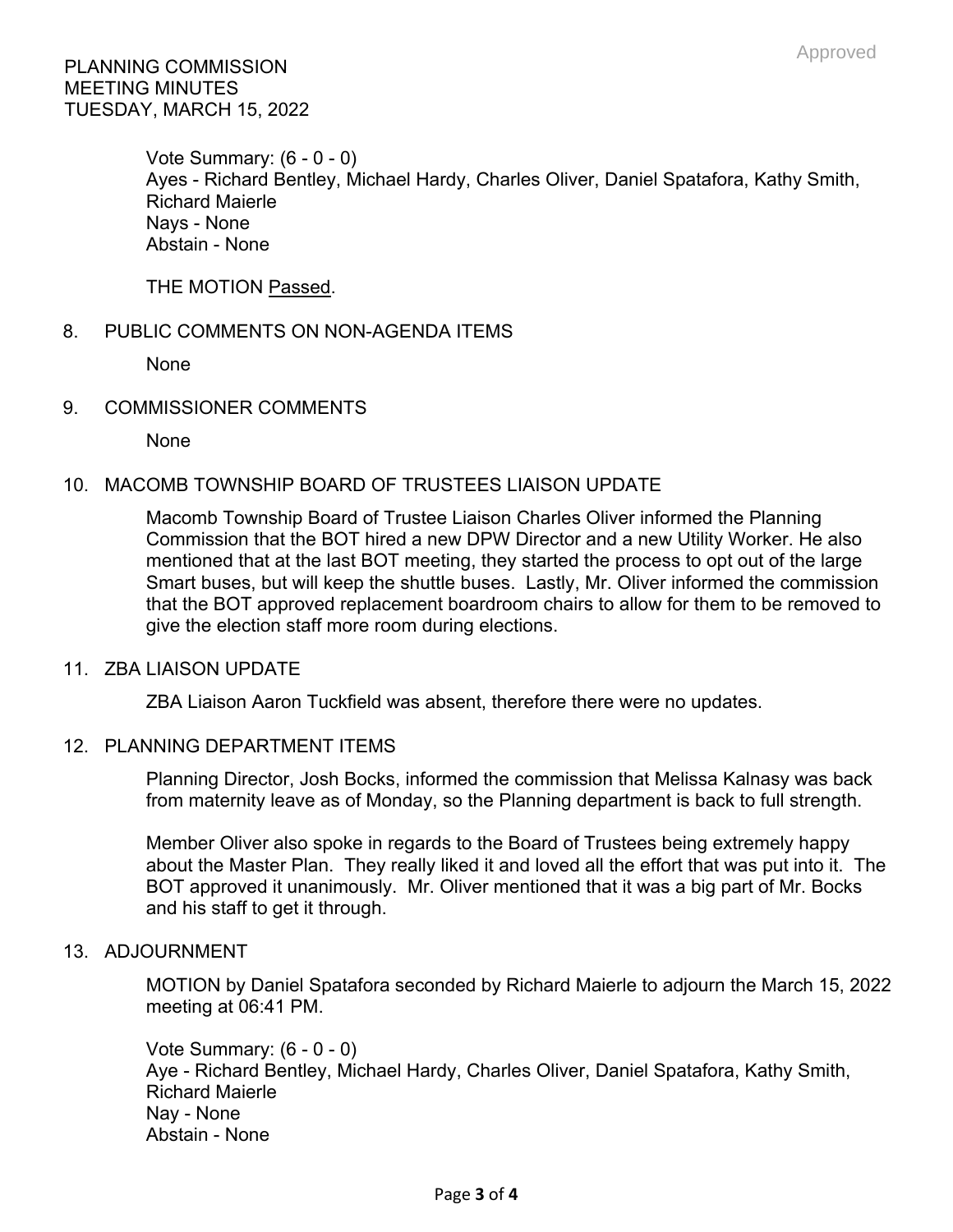Vote Summary: (6 - 0 - 0)
Ayes - Richard Bentley, Michael Hardy, Charles Oliver, Daniel Spatafora, Kathy Smith, Richard Maierle
Nays - None
Abstain - None

THE MOTION Passed.

8. PUBLIC COMMENTS ON NON-AGENDA ITEMS

None

9. COMMISSIONER COMMENTS

None

10. MACOMB TOWNSHIP BOARD OF TRUSTEES LIAISON UPDATE

Macomb Township Board of Trustee Liaison Charles Oliver informed the Planning Commission that the BOT hired a new DPW Director and a new Utility Worker. He also mentioned that at the last BOT meeting, they started the process to opt out of the large Smart buses, but will keep the shuttle buses. Lastly, Mr. Oliver informed the commission that the BOT approved replacement boardroom chairs to allow for them to be removed to give the election staff more room during elections.

11. ZBA LIAISON UPDATE

ZBA Liaison Aaron Tuckfield was absent, therefore there were no updates.

12. PLANNING DEPARTMENT ITEMS

Planning Director, Josh Bocks, informed the commission that Melissa Kalnasy was back from maternity leave as of Monday, so the Planning department is back to full strength.

Member Oliver also spoke in regards to the Board of Trustees being extremely happy about the Master Plan. They really liked it and loved all the effort that was put into it. The BOT approved it unanimously. Mr. Oliver mentioned that it was a big part of Mr. Bocks and his staff to get it through.

13. ADJOURNMENT

MOTION by Daniel Spatafora seconded by Richard Maierle to adjourn the March 15, 2022 meeting at 06:41 PM.

Vote Summary: (6 - 0 - 0)
Aye - Richard Bentley, Michael Hardy, Charles Oliver, Daniel Spatafora, Kathy Smith, Richard Maierle
Nay - None
Abstain - None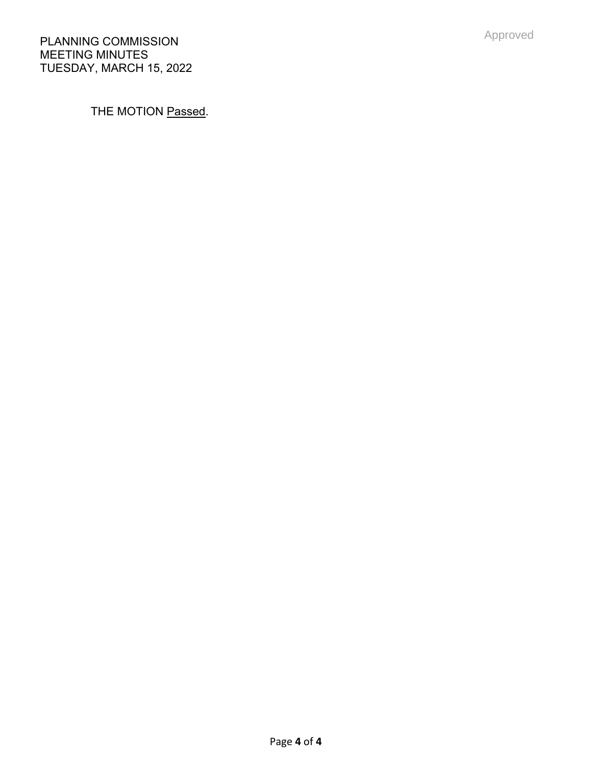THE MOTION Passed.